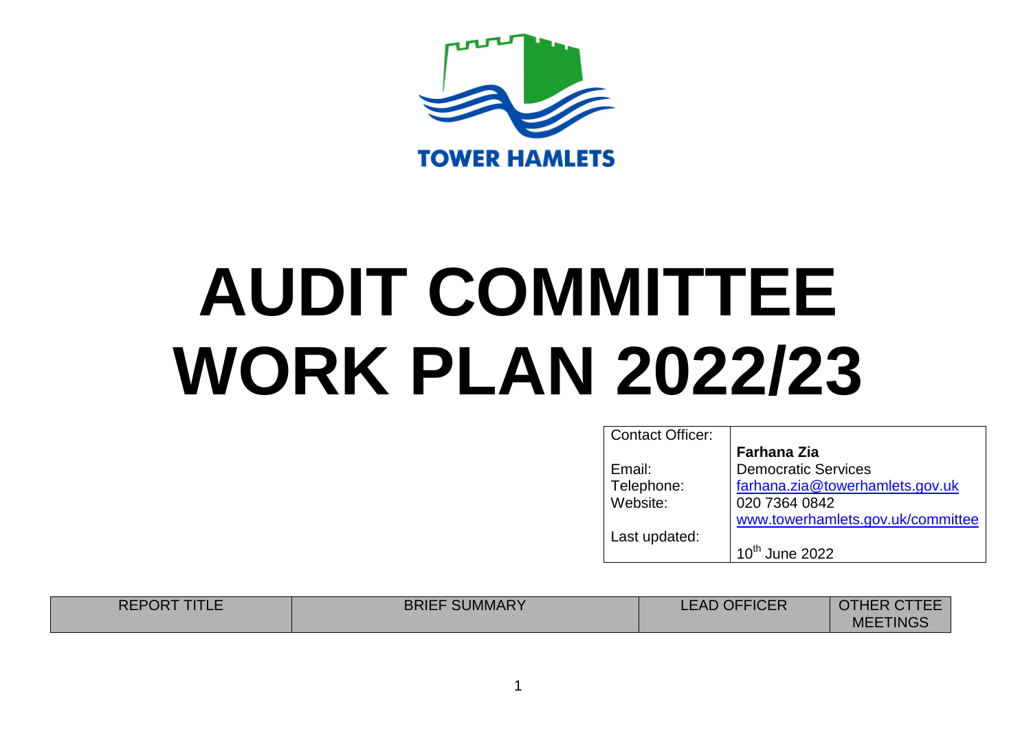TOWER HAMLETS

# AUDIT COMMITTEE WORK PLAN 2022/23

| Contact Officer: | Farhana Zia |
| --- | --- |
| | Democratic Services |
| Email: | farhana.zia@towerhamlets.gov.uk |
| Telephone: | 020 7364 0842 |
| Website: | www.towerhamlets.gov.uk/committee |
| Last updated: | 10th June 2022 |

| REPORT TITLE | BRIEF SUMMARY | LEAD OFFICER | OTHER CTTEE MEETINGS |
| --- | --- | --- | --- |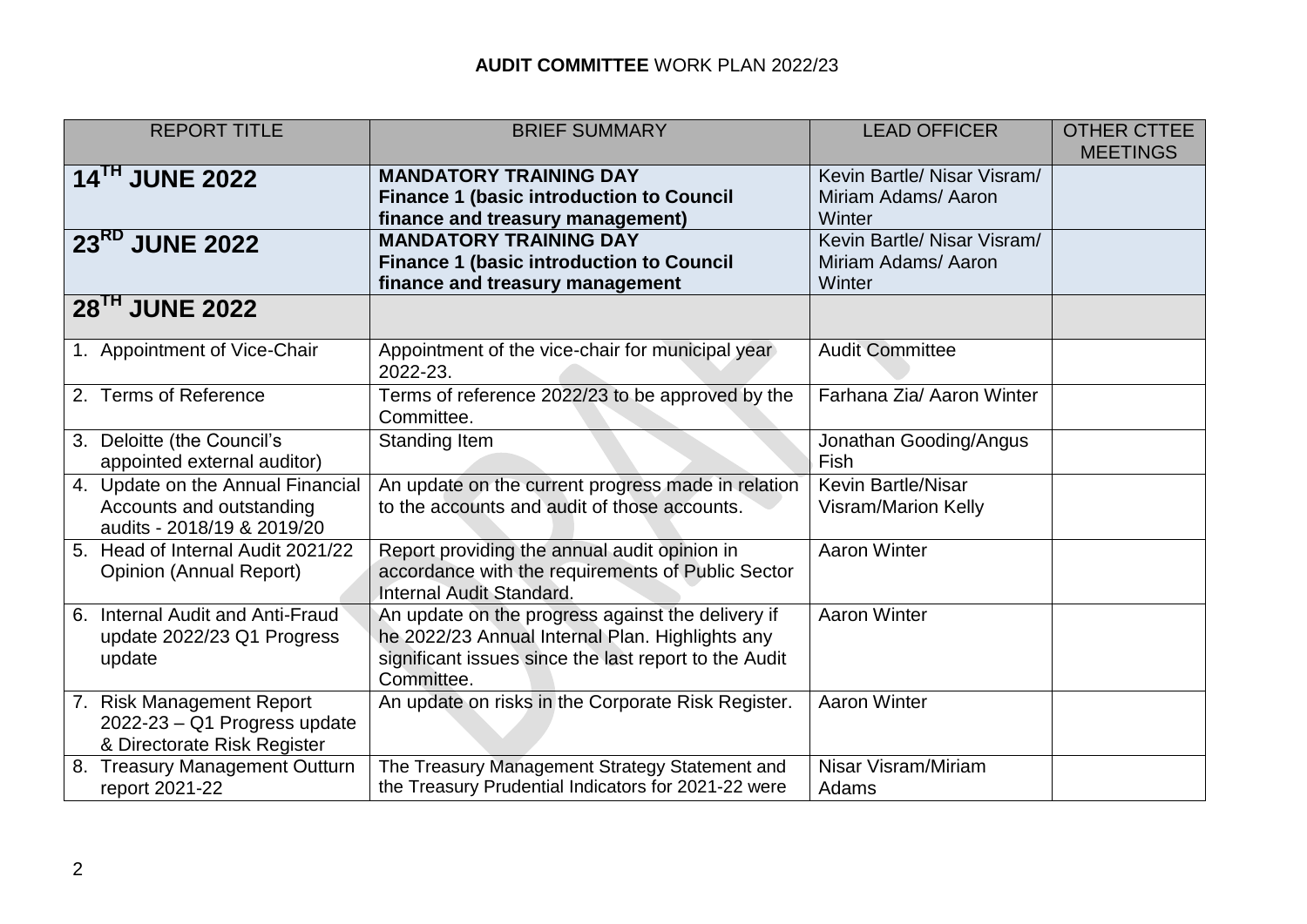**AUDIT COMMITTEE** WORK PLAN 2022/23

| REPORT TITLE | BRIEF SUMMARY | LEAD OFFICER | OTHER CTTEE MEETINGS |
|---|---|---|---|
| **14TH JUNE 2022** | **MANDATORY TRAINING DAY Finance 1 (basic introduction to Council finance and treasury management)** | Kevin Bartle/ Nisar Visram/ Miriam Adams/ Aaron Winter | |
| **23RD JUNE 2022** | **MANDATORY TRAINING DAY Finance 1 (basic introduction to Council finance and treasury management** | Kevin Bartle/ Nisar Visram/ Miriam Adams/ Aaron Winter | |
| **28TH JUNE 2022** | | | |
| 1. Appointment of Vice-Chair | Appointment of the vice-chair for municipal year 2022-23. | Audit Committee | |
| 2. Terms of Reference | Terms of reference 2022/23 to be approved by the Committee. | Farhana Zia/ Aaron Winter | |
| 3. Deloitte (the Council's appointed external auditor) | Standing Item | Jonathan Gooding/Angus Fish | |
| 4. Update on the Annual Financial Accounts and outstanding audits - 2018/19 & 2019/20 | An update on the current progress made in relation to the accounts and audit of those accounts. | Kevin Bartle/Nisar Visram/Marion Kelly | |
| 5. Head of Internal Audit 2021/22 Opinion (Annual Report) | Report providing the annual audit opinion in accordance with the requirements of Public Sector Internal Audit Standard. | Aaron Winter | |
| 6. Internal Audit and Anti-Fraud update 2022/23 Q1 Progress update | An update on the progress against the delivery if he 2022/23 Annual Internal Plan. Highlights any significant issues since the last report to the Audit Committee. | Aaron Winter | |
| 7. Risk Management Report 2022-23 – Q1 Progress update & Directorate Risk Register | An update on risks in the Corporate Risk Register. | Aaron Winter | |
| 8. Treasury Management Outturn report 2021-22 | The Treasury Management Strategy Statement and the Treasury Prudential Indicators for 2021-22 were | Nisar Visram/Miriam Adams | |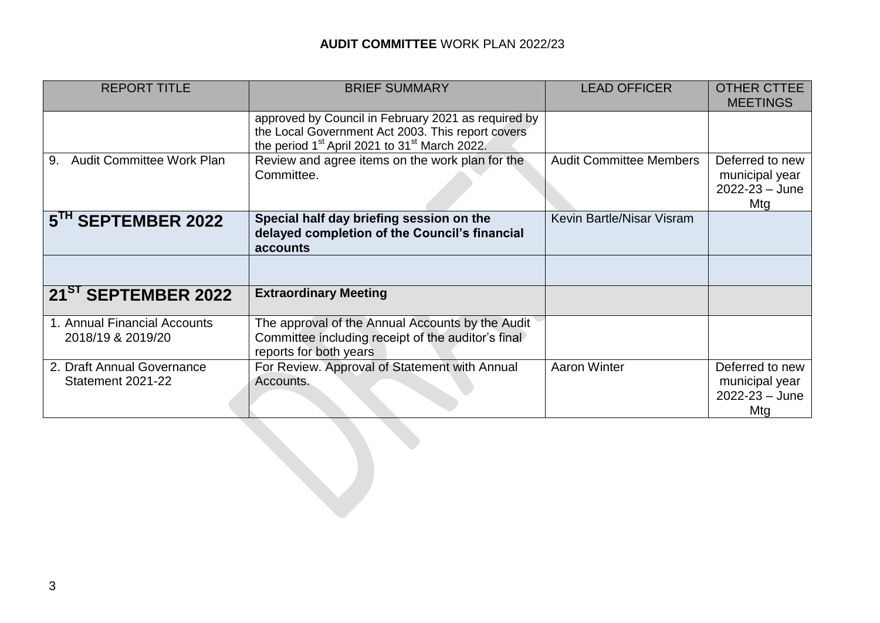**AUDIT COMMITTEE** WORK PLAN 2022/23

| REPORT TITLE | BRIEF SUMMARY | LEAD OFFICER | OTHER CTTEE MEETINGS |
|---|---|---|---|
| | approved by Council in February 2021 as required by the Local Government Act 2003. This report covers the period 1st April 2021 to 31st March 2022. | | |
| 9. Audit Committee Work Plan | Review and agree items on the work plan for the Committee. | Audit Committee Members | Deferred to new municipal year 2022-23 – June Mtg |
| **5TH SEPTEMBER 2022** | **Special half day briefing session on the delayed completion of the Council's financial accounts** | Kevin Bartle/Nisar Visram | |
| | | | |
| **21ST SEPTEMBER 2022** | **Extraordinary Meeting** | | |
| 1. Annual Financial Accounts 2018/19 & 2019/20 | The approval of the Annual Accounts by the Audit Committee including receipt of the auditor's final reports for both years | | |
| 2. Draft Annual Governance Statement 2021-22 | For Review. Approval of Statement with Annual Accounts. | Aaron Winter | Deferred to new municipal year 2022-23 – June Mtg |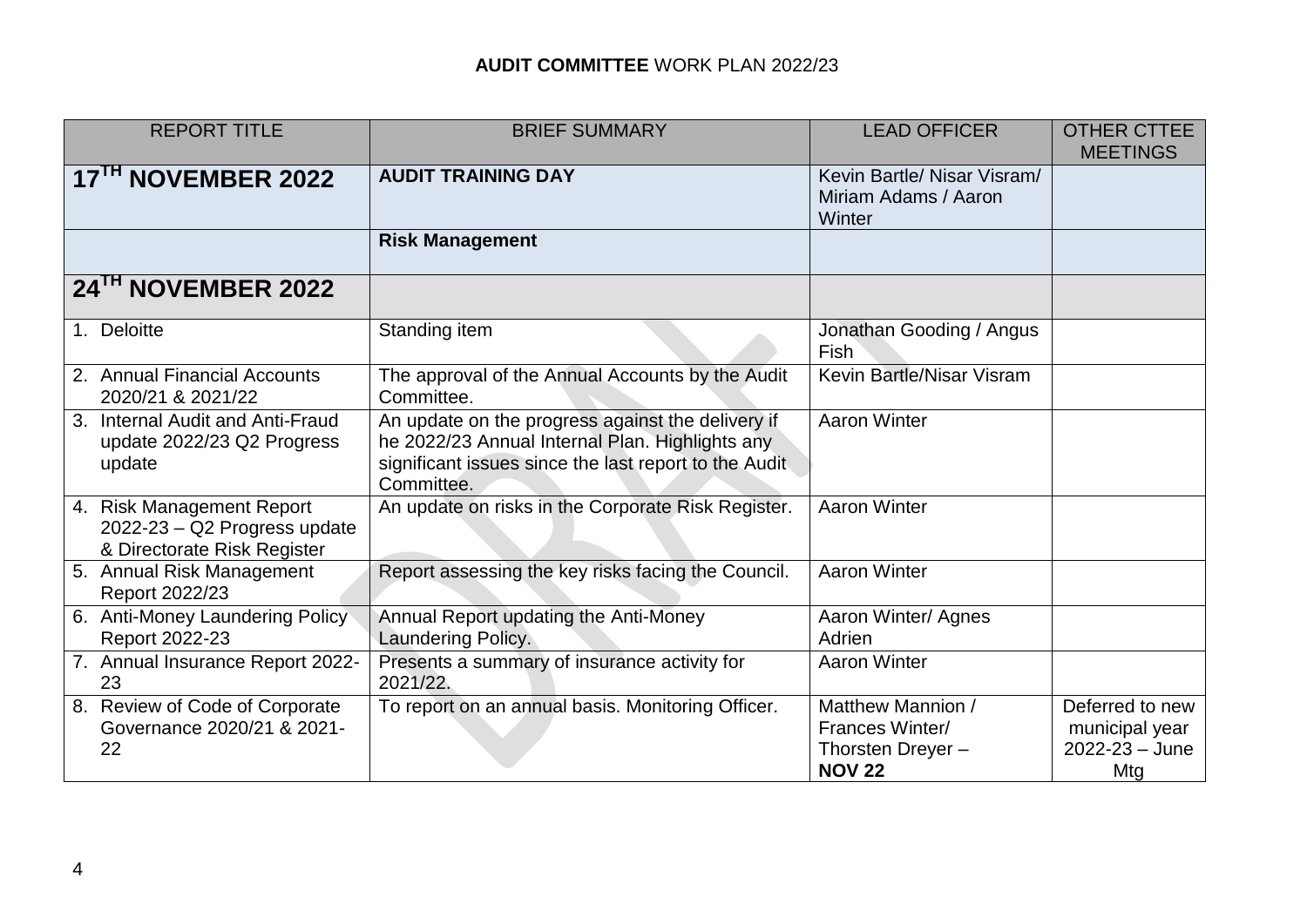**AUDIT COMMITTEE** WORK PLAN 2022/23

| REPORT TITLE | BRIEF SUMMARY | LEAD OFFICER | OTHER CTTEE MEETINGS |
|---|---|---|---|
| **17TH NOVEMBER 2022** | **AUDIT TRAINING DAY** | Kevin Bartle/ Nisar Visram/ Miriam Adams / Aaron Winter | |
| | **Risk Management** | | |
| **24TH NOVEMBER 2022** | | | |
| 1. Deloitte | Standing item | Jonathan Gooding / Angus Fish | |
| 2. Annual Financial Accounts 2020/21 & 2021/22 | The approval of the Annual Accounts by the Audit Committee. | Kevin Bartle/Nisar Visram | |
| 3. Internal Audit and Anti-Fraud update 2022/23 Q2 Progress update | An update on the progress against the delivery if he 2022/23 Annual Internal Plan. Highlights any significant issues since the last report to the Audit Committee. | Aaron Winter | |
| 4. Risk Management Report 2022-23 – Q2 Progress update & Directorate Risk Register | An update on risks in the Corporate Risk Register. | Aaron Winter | |
| 5. Annual Risk Management Report 2022/23 | Report assessing the key risks facing the Council. | Aaron Winter | |
| 6. Anti-Money Laundering Policy Report 2022-23 | Annual Report updating the Anti-Money Laundering Policy. | Aaron Winter/ Agnes Adrien | |
| 7. Annual Insurance Report 2022-23 | Presents a summary of insurance activity for 2021/22. | Aaron Winter | |
| 8. Review of Code of Corporate Governance 2020/21 & 2021-22 | To report on an annual basis. Monitoring Officer. | Matthew Mannion / Frances Winter/ Thorsten Dreyer – **NOV 22** | Deferred to new municipal year 2022-23 – June Mtg |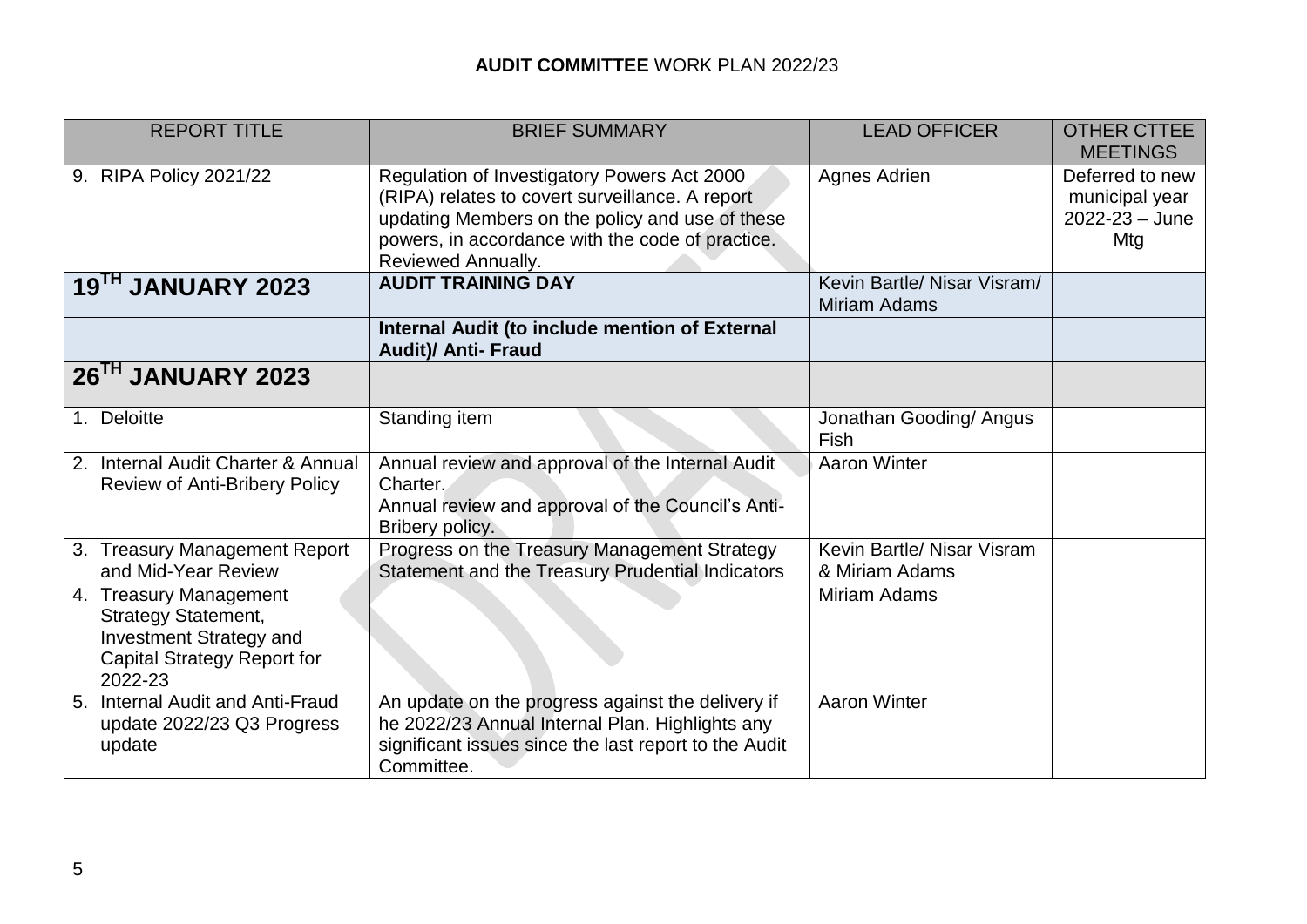**AUDIT COMMITTEE** WORK PLAN 2022/23

| REPORT TITLE | BRIEF SUMMARY | LEAD OFFICER | OTHER CTTEE MEETINGS |
|---|---|---|---|
| 9. RIPA Policy 2021/22 | Regulation of Investigatory Powers Act 2000 (RIPA) relates to covert surveillance. A report updating Members on the policy and use of these powers, in accordance with the code of practice. Reviewed Annually. | Agnes Adrien | Deferred to new municipal year 2022-23 – June Mtg |
| **19TH JANUARY 2023** | **AUDIT TRAINING DAY** | Kevin Bartle/ Nisar Visram/ Miriam Adams | |
| | **Internal Audit (to include mention of External Audit)/ Anti- Fraud** | | |
| **26TH JANUARY 2023** | | | |
| 1. Deloitte | Standing item | Jonathan Gooding/ Angus Fish | |
| 2. Internal Audit Charter & Annual Review of Anti-Bribery Policy | Annual review and approval of the Internal Audit Charter.<br>Annual review and approval of the Council's Anti-Bribery policy. | Aaron Winter | |
| 3. Treasury Management Report and Mid-Year Review | Progress on the Treasury Management Strategy Statement and the Treasury Prudential Indicators | Kevin Bartle/ Nisar Visram & Miriam Adams | |
| 4. Treasury Management Strategy Statement, Investment Strategy and Capital Strategy Report for 2022-23 | | Miriam Adams | |
| 5. Internal Audit and Anti-Fraud update 2022/23 Q3 Progress update | An update on the progress against the delivery if he 2022/23 Annual Internal Plan. Highlights any significant issues since the last report to the Audit Committee. | Aaron Winter | |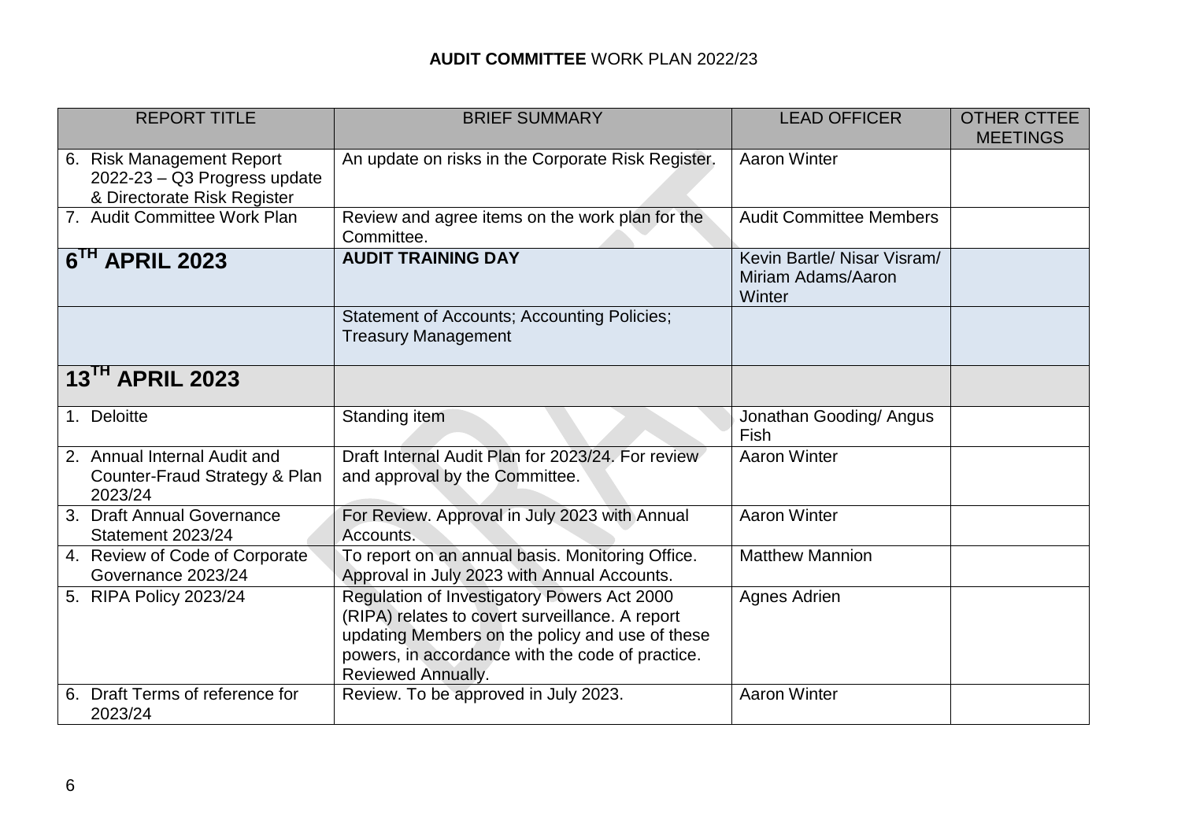**AUDIT COMMITTEE** WORK PLAN 2022/23

| REPORT TITLE | BRIEF SUMMARY | LEAD OFFICER | OTHER CTTEE MEETINGS |
|---|---|---|---|
| 6. Risk Management Report 2022-23 – Q3 Progress update & Directorate Risk Register | An update on risks in the Corporate Risk Register. | Aaron Winter | |
| 7. Audit Committee Work Plan | Review and agree items on the work plan for the Committee. | Audit Committee Members | |
| **6TH APRIL 2023** | **AUDIT TRAINING DAY** | Kevin Bartle/ Nisar Visram/ Miriam Adams/Aaron Winter | |
| | Statement of Accounts; Accounting Policies; Treasury Management | | |
| **13TH APRIL 2023** | | | |
| 1. Deloitte | Standing item | Jonathan Gooding/ Angus Fish | |
| 2. Annual Internal Audit and Counter-Fraud Strategy & Plan 2023/24 | Draft Internal Audit Plan for 2023/24. For review and approval by the Committee. | Aaron Winter | |
| 3. Draft Annual Governance Statement 2023/24 | For Review. Approval in July 2023 with Annual Accounts. | Aaron Winter | |
| 4. Review of Code of Corporate Governance 2023/24 | To report on an annual basis. Monitoring Office. Approval in July 2023 with Annual Accounts. | Matthew Mannion | |
| 5. RIPA Policy 2023/24 | Regulation of Investigatory Powers Act 2000 (RIPA) relates to covert surveillance. A report updating Members on the policy and use of these powers, in accordance with the code of practice. Reviewed Annually. | Agnes Adrien | |
| 6. Draft Terms of reference for 2023/24 | Review. To be approved in July 2023. | Aaron Winter | |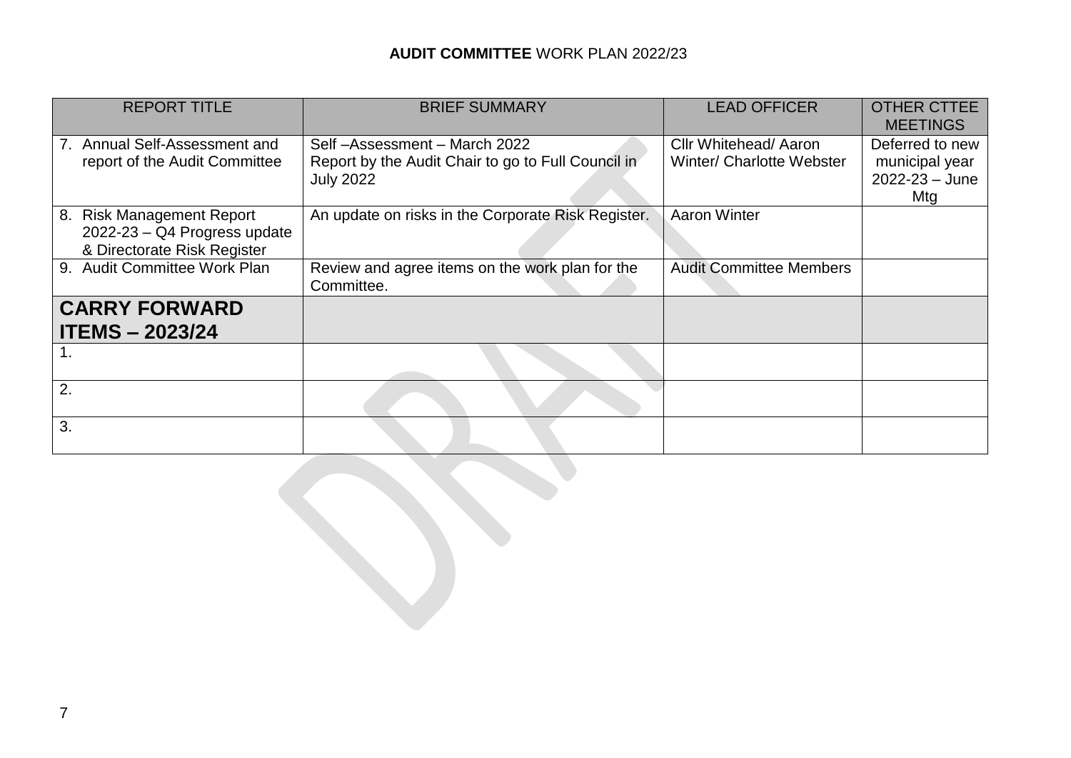**AUDIT COMMITTEE** WORK PLAN 2022/23

| REPORT TITLE | BRIEF SUMMARY | LEAD OFFICER | OTHER CTTEE MEETINGS |
|---|---|---|---|
| 7. Annual Self-Assessment and report of the Audit Committee | Self –Assessment – March 2022<br>Report by the Audit Chair to go to Full Council in July 2022 | Cllr Whitehead/ Aaron Winter/ Charlotte Webster | Deferred to new municipal year 2022-23 – June Mtg |
| 8. Risk Management Report 2022-23 – Q4 Progress update & Directorate Risk Register | An update on risks in the Corporate Risk Register. | Aaron Winter | |
| 9. Audit Committee Work Plan | Review and agree items on the work plan for the Committee. | Audit Committee Members | |
| **CARRY FORWARD ITEMS – 2023/24** | | | |
| 1. | | | |
| 2. | | | |
| 3. | | | |